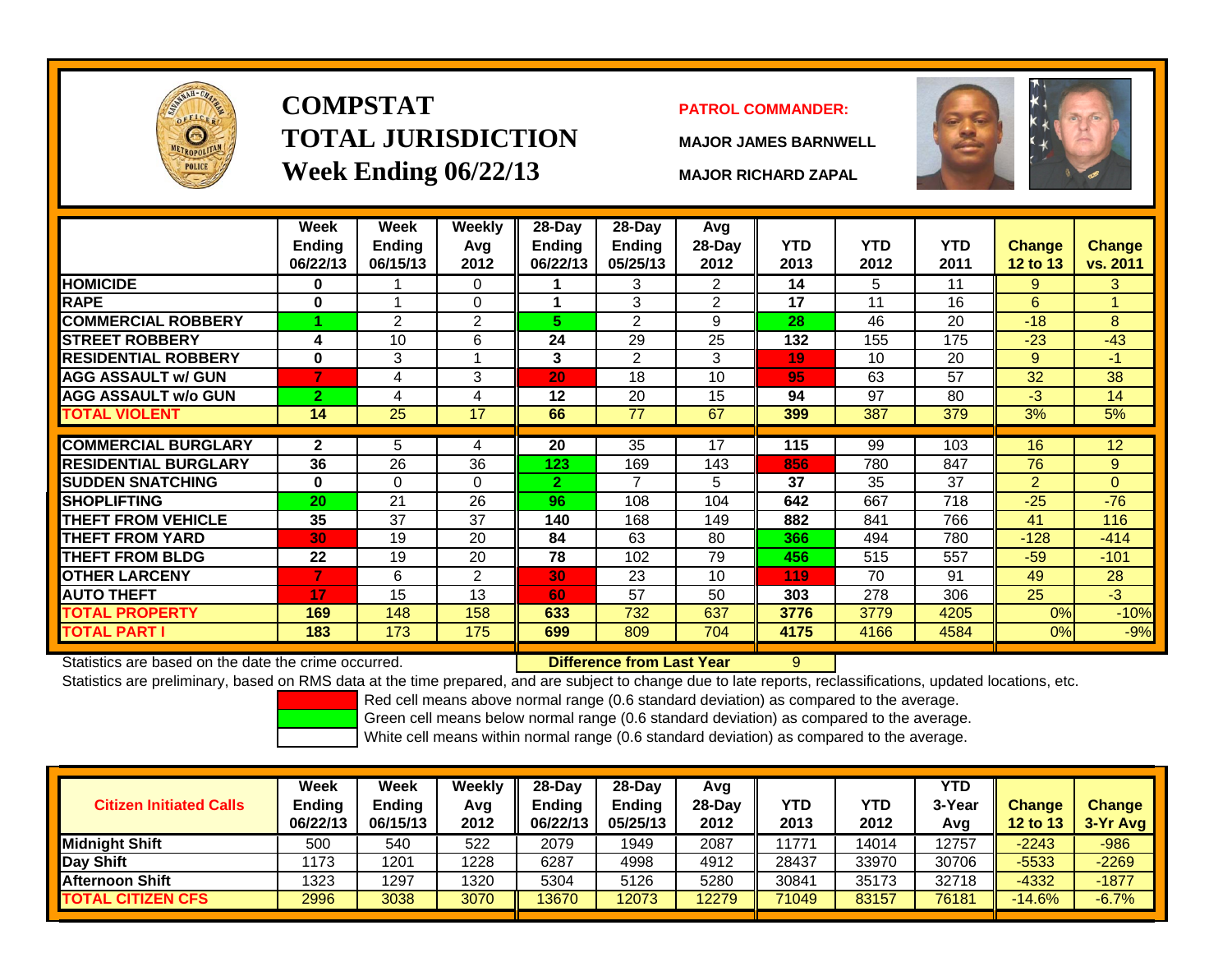# COMPSTAT
# TOTAL JURISDICTION
## Week Ending 06/22/13

**PATROL COMMANDER:**

**MAJOR JAMES BARNWELL**

**MAJOR RICHARD ZAPAL**

| | Week Ending 06/22/13 | Week Ending 06/15/13 | Weekly Avg 2012 | 28-Day Ending 06/22/13 | 28-Day Ending 05/25/13 | Avg 28-Day 2012 | YTD 2013 | YTD 2012 | YTD 2011 | Change 12 to 13 | Change vs. 2011 |
|---|---|---|---|---|---|---|---|---|---|---|---|
| HOMICIDE | 0 | 1 | 0 | 1 | 3 | 2 | 14 | 5 | 11 | 9 | 3 |
| RAPE | 0 | 1 | 0 | 1 | 3 | 2 | 17 | 11 | 16 | 6 | 1 |
| COMMERCIAL ROBBERY | 1 | 2 | 2 | 5 | 2 | 9 | 28 | 46 | 20 | -18 | 8 |
| STREET ROBBERY | 4 | 10 | 6 | 24 | 29 | 25 | 132 | 155 | 175 | -23 | -43 |
| RESIDENTIAL ROBBERY | 0 | 3 | 1 | 3 | 2 | 3 | 19 | 10 | 20 | 9 | -1 |
| AGG ASSAULT w/ GUN | 7 | 4 | 3 | 20 | 18 | 10 | 95 | 63 | 57 | 32 | 38 |
| AGG ASSAULT w/o GUN | 2 | 4 | 4 | 12 | 20 | 15 | 94 | 97 | 80 | -3 | 14 |
| TOTAL VIOLENT | 14 | 25 | 17 | 66 | 77 | 67 | 399 | 387 | 379 | 3% | 5% |
| COMMERCIAL BURGLARY | 2 | 5 | 4 | 20 | 35 | 17 | 115 | 99 | 103 | 16 | 12 |
| RESIDENTIAL BURGLARY | 36 | 26 | 36 | 123 | 169 | 143 | 856 | 780 | 847 | 76 | 9 |
| SUDDEN SNATCHING | 0 | 0 | 0 | 2 | 7 | 5 | 37 | 35 | 37 | 2 | 0 |
| SHOPLIFTING | 20 | 21 | 26 | 96 | 108 | 104 | 642 | 667 | 718 | -25 | -76 |
| THEFT FROM VEHICLE | 35 | 37 | 37 | 140 | 168 | 149 | 882 | 841 | 766 | 41 | 116 |
| THEFT FROM YARD | 30 | 19 | 20 | 84 | 63 | 80 | 366 | 494 | 780 | -128 | -414 |
| THEFT FROM BLDG | 22 | 19 | 20 | 78 | 102 | 79 | 456 | 515 | 557 | -59 | -101 |
| OTHER LARCENY | 7 | 6 | 2 | 30 | 23 | 10 | 119 | 70 | 91 | 49 | 28 |
| AUTO THEFT | 17 | 15 | 13 | 60 | 57 | 50 | 303 | 278 | 306 | 25 | -3 |
| TOTAL PROPERTY | 169 | 148 | 158 | 633 | 732 | 637 | 3776 | 3779 | 4205 | 0% | -10% |
| TOTAL PART I | 183 | 173 | 175 | 699 | 809 | 704 | 4175 | 4166 | 4584 | 0% | -9% |

Statistics are based on the date the crime occurred. **Difference from Last Year** 9

Statistics are preliminary, based on RMS data at the time prepared, and are subject to change due to late reports, reclassifications, updated locations, etc.

Red cell means above normal range (0.6 standard deviation) as compared to the average.
Green cell means below normal range (0.6 standard deviation) as compared to the average.
White cell means within normal range (0.6 standard deviation) as compared to the average.

| Citizen Initiated Calls | Week Ending 06/22/13 | Week Ending 06/15/13 | Weekly Avg 2012 | 28-Day Ending 06/22/13 | 28-Day Ending 05/25/13 | Avg 28-Day 2012 | YTD 2013 | YTD 2012 | YTD 3-Year Avg | Change 12 to 13 | Change 3-Yr Avg |
|---|---|---|---|---|---|---|---|---|---|---|---|
| Midnight Shift | 500 | 540 | 522 | 2079 | 1949 | 2087 | 11771 | 14014 | 12757 | -2243 | -986 |
| Day Shift | 1173 | 1201 | 1228 | 6287 | 4998 | 4912 | 28437 | 33970 | 30706 | -5533 | -2269 |
| Afternoon Shift | 1323 | 1297 | 1320 | 5304 | 5126 | 5280 | 30841 | 35173 | 32718 | -4332 | -1877 |
| TOTAL CITIZEN CFS | 2996 | 3038 | 3070 | 13670 | 12073 | 12279 | 71049 | 83157 | 76181 | -14.6% | -6.7% |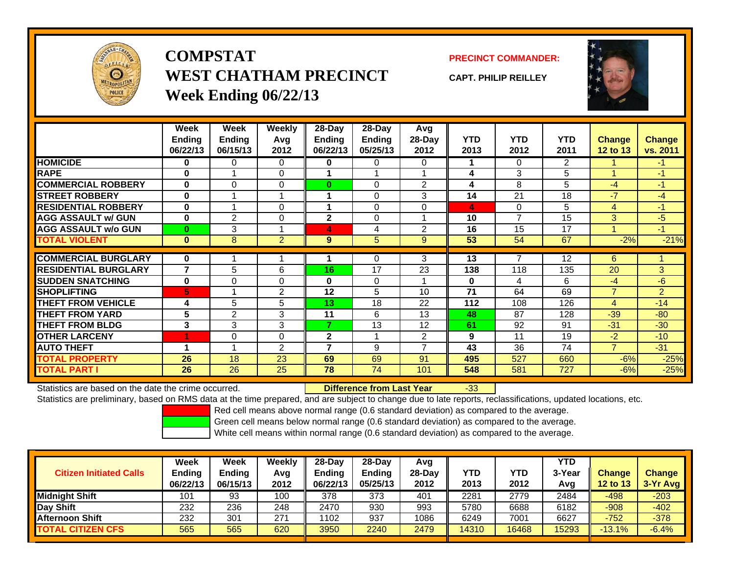# COMPSTAT
# WEST CHATHAM PRECINCT
## Week Ending 06/22/13

**PRECINCT COMMANDER:**

**CAPT. PHILIP REILLEY**

| | Week Ending 06/22/13 | Week Ending 06/15/13 | Weekly Avg 2012 | 28-Day Ending 06/22/13 | 28-Day Ending 05/25/13 | Avg 28-Day 2012 | YTD 2013 | YTD 2012 | YTD 2011 | Change 12 to 13 | Change vs. 2011 |
|---|---|---|---|---|---|---|---|---|---|---|---|
| **HOMICIDE** | 0 | 0 | 0 | 0 | 0 | 0 | 1 | 0 | 2 | 1 | -1 |
| **RAPE** | 0 | 1 | 0 | 1 | 1 | 1 | 4 | 3 | 5 | 1 | -1 |
| **COMMERCIAL ROBBERY** | 0 | 0 | 0 | 0 | 0 | 2 | 4 | 8 | 5 | -4 | -1 |
| **STREET ROBBERY** | 0 | 1 | 1 | 1 | 0 | 3 | 14 | 21 | 18 | -7 | -4 |
| **RESIDENTIAL ROBBERY** | 0 | 1 | 0 | 1 | 0 | 0 | 4 | 0 | 5 | 4 | -1 |
| **AGG ASSAULT w/ GUN** | 0 | 2 | 0 | 2 | 0 | 1 | 10 | 7 | 15 | 3 | -5 |
| **AGG ASSAULT w/o GUN** | 0 | 3 | 1 | 4 | 4 | 2 | 16 | 15 | 17 | 1 | -1 |
| **TOTAL VIOLENT** | 0 | 8 | 2 | 9 | 5 | 9 | 53 | 54 | 67 | -2% | -21% |
| **COMMERCIAL BURGLARY** | 0 | 1 | 1 | 1 | 0 | 3 | 13 | 7 | 12 | 6 | 1 |
| **RESIDENTIAL BURGLARY** | 7 | 5 | 6 | 16 | 17 | 23 | 138 | 118 | 135 | 20 | 3 |
| **SUDDEN SNATCHING** | 0 | 0 | 0 | 0 | 0 | 1 | 0 | 4 | 6 | -4 | -6 |
| **SHOPLIFTING** | 5 | 1 | 2 | 12 | 5 | 10 | 71 | 64 | 69 | 7 | 2 |
| **THEFT FROM VEHICLE** | 4 | 5 | 5 | 13 | 18 | 22 | 112 | 108 | 126 | 4 | -14 |
| **THEFT FROM YARD** | 5 | 2 | 3 | 11 | 6 | 13 | 48 | 87 | 128 | -39 | -80 |
| **THEFT FROM BLDG** | 3 | 3 | 3 | 7 | 13 | 12 | 61 | 92 | 91 | -31 | -30 |
| **OTHER LARCENY** | 1 | 0 | 0 | 2 | 1 | 2 | 9 | 11 | 19 | -2 | -10 |
| **AUTO THEFT** | 1 | 1 | 2 | 7 | 9 | 7 | 43 | 36 | 74 | 7 | -31 |
| **TOTAL PROPERTY** | 26 | 18 | 23 | 69 | 69 | 91 | 495 | 527 | 660 | -6% | -25% |
| **TOTAL PART I** | 26 | 26 | 25 | 78 | 74 | 101 | 548 | 581 | 727 | -6% | -25% |

Statistics are based on the date the crime occurred. **Difference from Last Year** -33

Statistics are preliminary, based on RMS data at the time prepared, and are subject to change due to late reports, reclassifications, updated locations, etc.

Red cell means above normal range (0.6 standard deviation) as compared to the average.

Green cell means below normal range (0.6 standard deviation) as compared to the average.

White cell means within normal range (0.6 standard deviation) as compared to the average.

| Citizen Initiated Calls | Week Ending 06/22/13 | Week Ending 06/15/13 | Weekly Avg 2012 | 28-Day Ending 06/22/13 | 28-Day Ending 05/25/13 | Avg 28-Day 2012 | YTD 2013 | YTD 2012 | YTD 3-Year Avg | Change 12 to 13 | Change 3-Yr Avg |
|---|---|---|---|---|---|---|---|---|---|---|---|
| **Midnight Shift** | 101 | 93 | 100 | 378 | 373 | 401 | 2281 | 2779 | 2484 | -498 | -203 |
| **Day Shift** | 232 | 236 | 248 | 2470 | 930 | 993 | 5780 | 6688 | 6182 | -908 | -402 |
| **Afternoon Shift** | 232 | 301 | 271 | 1102 | 937 | 1086 | 6249 | 7001 | 6627 | -752 | -378 |
| **TOTAL CITIZEN CFS** | 565 | 565 | 620 | 3950 | 2240 | 2479 | 14310 | 16468 | 15293 | -13.1% | -6.4% |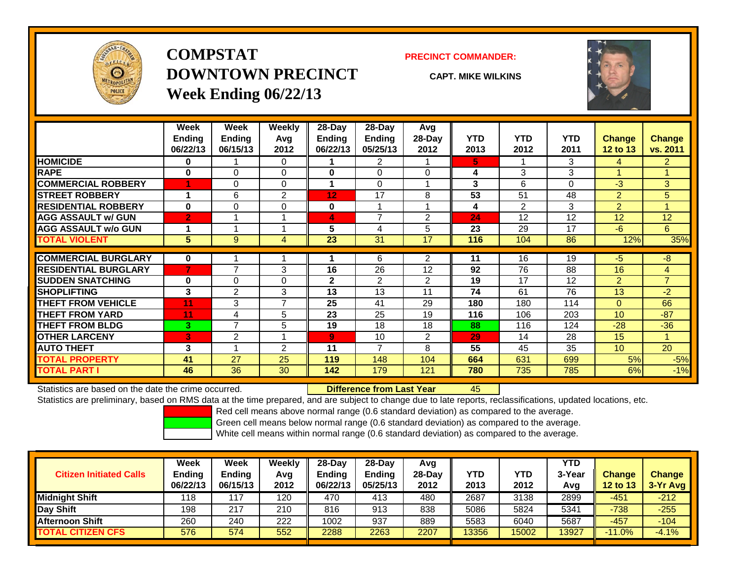# COMPSTAT DOWNTOWN PRECINCT

**Week Ending 06/22/13**

**PRECINCT COMMANDER:**

**CAPT. MIKE WILKINS**

| | Week Ending 06/22/13 | Week Ending 06/15/13 | Weekly Avg 2012 | 28-Day Ending 06/22/13 | 28-Day Ending 05/25/13 | Avg 28-Day 2012 | YTD 2013 | YTD 2012 | YTD 2011 | Change 12 to 13 | Change vs. 2011 |
|---|---|---|---|---|---|---|---|---|---|---|---|
| HOMICIDE | 0 | 1 | 0 | 1 | 2 | 1 | 5 | 1 | 3 | 4 | 2 |
| RAPE | 0 | 0 | 0 | 0 | 0 | 0 | 4 | 3 | 3 | 1 | 1 |
| COMMERCIAL ROBBERY | 1 | 0 | 0 | 1 | 0 | 1 | 3 | 6 | 0 | -3 | 3 |
| STREET ROBBERY | 1 | 6 | 2 | 12 | 17 | 8 | 53 | 51 | 48 | 2 | 5 |
| RESIDENTIAL ROBBERY | 0 | 0 | 0 | 0 | 1 | 1 | 4 | 2 | 3 | 2 | 1 |
| AGG ASSAULT w/ GUN | 2 | 1 | 1 | 4 | 7 | 2 | 24 | 12 | 12 | 12 | 12 |
| AGG ASSAULT w/o GUN | 1 | 1 | 1 | 5 | 4 | 5 | 23 | 29 | 17 | -6 | 6 |
| TOTAL VIOLENT | 5 | 9 | 4 | 23 | 31 | 17 | 116 | 104 | 86 | 12% | 35% |
| COMMERCIAL BURGLARY | 0 | 1 | 1 | 1 | 6 | 2 | 11 | 16 | 19 | -5 | -8 |
| RESIDENTIAL BURGLARY | 7 | 7 | 3 | 16 | 26 | 12 | 92 | 76 | 88 | 16 | 4 |
| SUDDEN SNATCHING | 0 | 0 | 0 | 2 | 2 | 2 | 19 | 17 | 12 | 2 | 7 |
| SHOPLIFTING | 3 | 2 | 3 | 13 | 13 | 11 | 74 | 61 | 76 | 13 | -2 |
| THEFT FROM VEHICLE | 11 | 3 | 7 | 25 | 41 | 29 | 180 | 180 | 114 | 0 | 66 |
| THEFT FROM YARD | 11 | 4 | 5 | 23 | 25 | 19 | 116 | 106 | 203 | 10 | -87 |
| THEFT FROM BLDG | 3 | 7 | 5 | 19 | 18 | 18 | 88 | 116 | 124 | -28 | -36 |
| OTHER LARCENY | 3 | 2 | 1 | 9 | 10 | 2 | 29 | 14 | 28 | 15 | 1 |
| AUTO THEFT | 3 | 1 | 2 | 11 | 7 | 8 | 55 | 45 | 35 | 10 | 20 |
| TOTAL PROPERTY | 41 | 27 | 25 | 119 | 148 | 104 | 664 | 631 | 699 | 5% | -5% |
| TOTAL PART I | 46 | 36 | 30 | 142 | 179 | 121 | 780 | 735 | 785 | 6% | -1% |

Statistics are based on the date the crime occurred. **Difference from Last Year** 45

Statistics are preliminary, based on RMS data at the time prepared, and are subject to change due to late reports, reclassifications, updated locations, etc.

Red cell means above normal range (0.6 standard deviation) as compared to the average.

Green cell means below normal range (0.6 standard deviation) as compared to the average.

White cell means within normal range (0.6 standard deviation) as compared to the average.

| Citizen Initiated Calls | Week Ending 06/22/13 | Week Ending 06/15/13 | Weekly Avg 2012 | 28-Day Ending 06/22/13 | 28-Day Ending 05/25/13 | Avg 28-Day 2012 | YTD 2013 | YTD 2012 | YTD 3-Year Avg | Change 12 to 13 | Change 3-Yr Avg |
|---|---|---|---|---|---|---|---|---|---|---|---|
| Midnight Shift | 118 | 117 | 120 | 470 | 413 | 480 | 2687 | 3138 | 2899 | -451 | -212 |
| Day Shift | 198 | 217 | 210 | 816 | 913 | 838 | 5086 | 5824 | 5341 | -738 | -255 |
| Afternoon Shift | 260 | 240 | 222 | 1002 | 937 | 889 | 5583 | 6040 | 5687 | -457 | -104 |
| TOTAL CITIZEN CFS | 576 | 574 | 552 | 2288 | 2263 | 2207 | 13356 | 15002 | 13927 | -11.0% | -4.1% |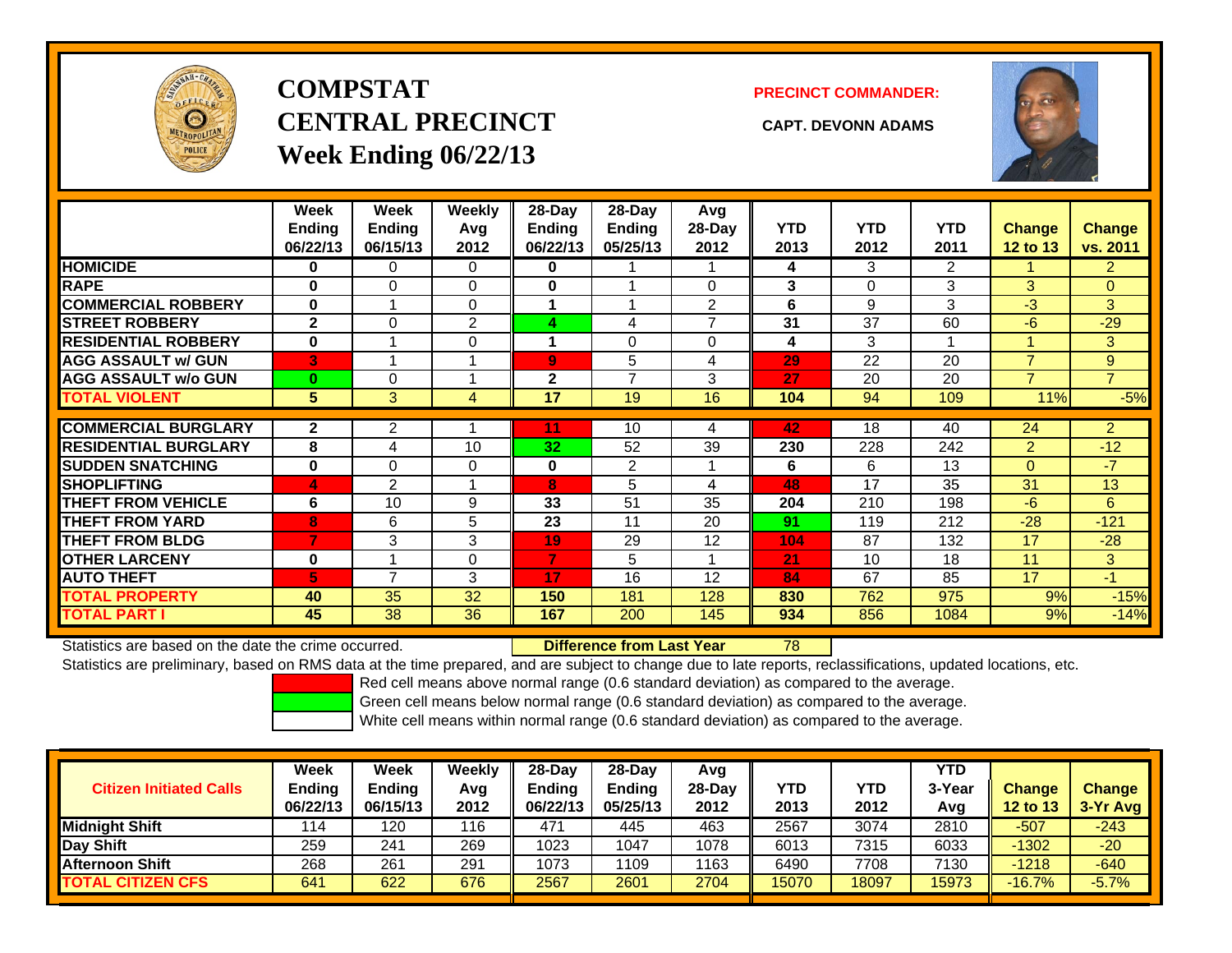# COMPSTAT CENTRAL PRECINCT
## Week Ending 06/22/13

**PRECINCT COMMANDER:**

**CAPT. DEVONN ADAMS**

| | Week Ending 06/22/13 | Week Ending 06/15/13 | Weekly Avg 2012 | 28-Day Ending 06/22/13 | 28-Day Ending 05/25/13 | Avg 28-Day 2012 | YTD 2013 | YTD 2012 | YTD 2011 | Change 12 to 13 | Change vs. 2011 |
|---|---|---|---|---|---|---|---|---|---|---|---|
| HOMICIDE | 0 | 0 | 0 | 0 | 1 | 1 | 4 | 3 | 2 | 1 | 2 |
| RAPE | 0 | 0 | 0 | 0 | 1 | 0 | 3 | 0 | 3 | 3 | 0 |
| COMMERCIAL ROBBERY | 0 | 1 | 0 | 1 | 1 | 2 | 6 | 9 | 3 | -3 | 3 |
| STREET ROBBERY | 2 | 0 | 2 | 4 | 4 | 7 | 31 | 37 | 60 | -6 | -29 |
| RESIDENTIAL ROBBERY | 0 | 1 | 0 | 1 | 0 | 0 | 4 | 3 | 1 | 1 | 3 |
| AGG ASSAULT w/ GUN | 3 | 1 | 1 | 9 | 5 | 4 | 29 | 22 | 20 | 7 | 9 |
| AGG ASSAULT w/o GUN | 0 | 0 | 1 | 2 | 7 | 3 | 27 | 20 | 20 | 7 | 7 |
| TOTAL VIOLENT | 5 | 3 | 4 | 17 | 19 | 16 | 104 | 94 | 109 | 11% | -5% |
| COMMERCIAL BURGLARY | 2 | 2 | 1 | 11 | 10 | 4 | 42 | 18 | 40 | 24 | 2 |
| RESIDENTIAL BURGLARY | 8 | 4 | 10 | 32 | 52 | 39 | 230 | 228 | 242 | 2 | -12 |
| SUDDEN SNATCHING | 0 | 0 | 0 | 0 | 2 | 1 | 6 | 6 | 13 | 0 | -7 |
| SHOPLIFTING | 4 | 2 | 1 | 8 | 5 | 4 | 48 | 17 | 35 | 31 | 13 |
| THEFT FROM VEHICLE | 6 | 10 | 9 | 33 | 51 | 35 | 204 | 210 | 198 | -6 | 6 |
| THEFT FROM YARD | 8 | 6 | 5 | 23 | 11 | 20 | 91 | 119 | 212 | -28 | -121 |
| THEFT FROM BLDG | 7 | 3 | 3 | 19 | 29 | 12 | 104 | 87 | 132 | 17 | -28 |
| OTHER LARCENY | 0 | 1 | 0 | 7 | 5 | 1 | 21 | 10 | 18 | 11 | 3 |
| AUTO THEFT | 5 | 7 | 3 | 17 | 16 | 12 | 84 | 67 | 85 | 17 | -1 |
| TOTAL PROPERTY | 40 | 35 | 32 | 150 | 181 | 128 | 830 | 762 | 975 | 9% | -15% |
| TOTAL PART I | 45 | 38 | 36 | 167 | 200 | 145 | 934 | 856 | 1084 | 9% | -14% |

Statistics are based on the date the crime occurred. **Difference from Last Year** 78

Statistics are preliminary, based on RMS data at the time prepared, and are subject to change due to late reports, reclassifications, updated locations, etc.

Red cell means above normal range (0.6 standard deviation) as compared to the average.

Green cell means below normal range (0.6 standard deviation) as compared to the average.

White cell means within normal range (0.6 standard deviation) as compared to the average.

| Citizen Initiated Calls | Week Ending 06/22/13 | Week Ending 06/15/13 | Weekly Avg 2012 | 28-Day Ending 06/22/13 | 28-Day Ending 05/25/13 | Avg 28-Day 2012 | YTD 2013 | YTD 2012 | YTD 3-Year Avg | Change 12 to 13 | Change 3-Yr Avg |
|---|---|---|---|---|---|---|---|---|---|---|---|
| Midnight Shift | 114 | 120 | 116 | 471 | 445 | 463 | 2567 | 3074 | 2810 | -507 | -243 |
| Day Shift | 259 | 241 | 269 | 1023 | 1047 | 1078 | 6013 | 7315 | 6033 | -1302 | -20 |
| Afternoon Shift | 268 | 261 | 291 | 1073 | 1109 | 1163 | 6490 | 7708 | 7130 | -1218 | -640 |
| TOTAL CITIZEN CFS | 641 | 622 | 676 | 2567 | 2601 | 2704 | 15070 | 18097 | 15973 | -16.7% | -5.7% |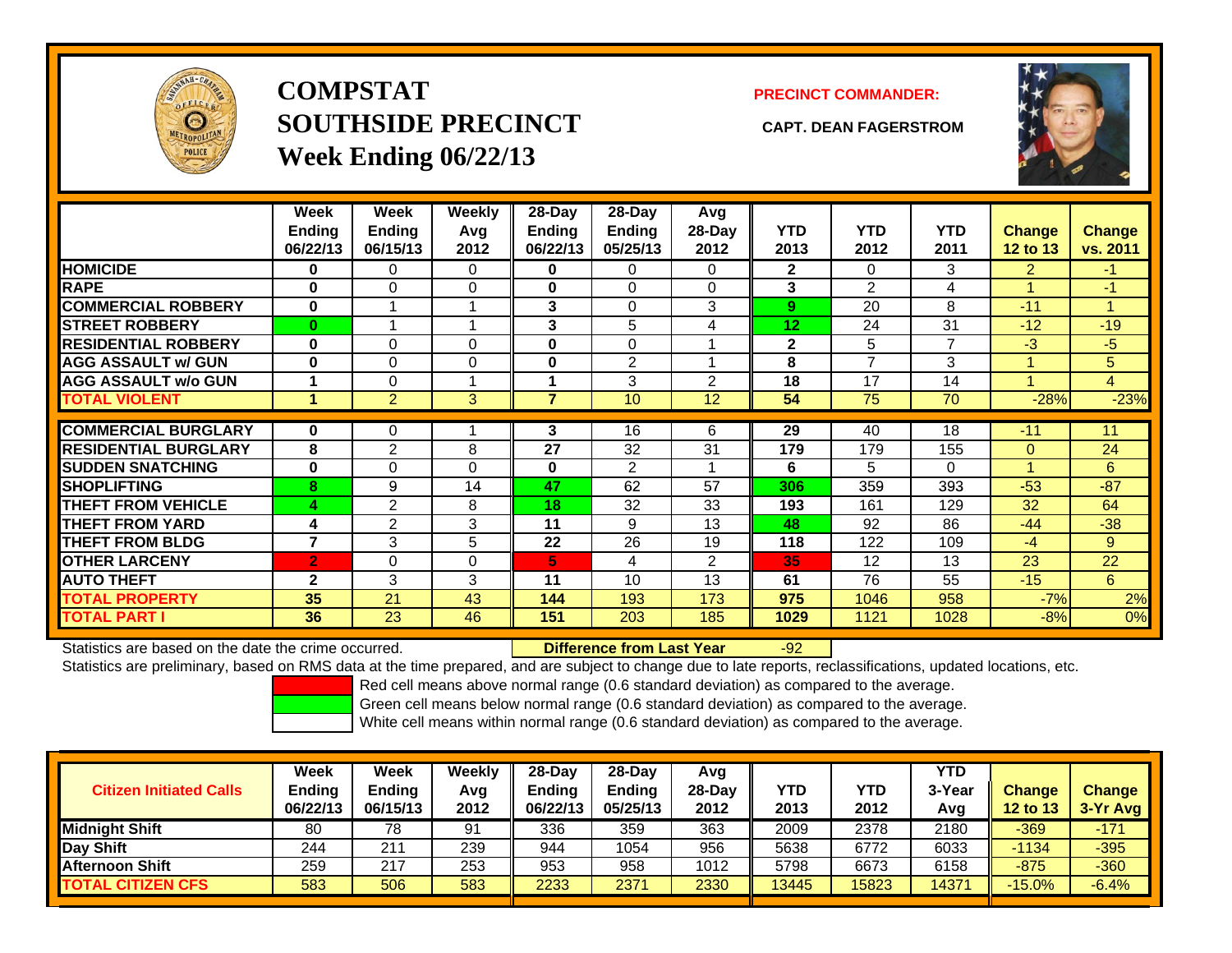# COMPSTAT
# SOUTHSIDE PRECINCT
# Week Ending 06/22/13

**PRECINCT COMMANDER:**

**CAPT. DEAN FAGERSTROM**

| | Week Ending 06/22/13 | Week Ending 06/15/13 | Weekly Avg 2012 | 28-Day Ending 06/22/13 | 28-Day Ending 05/25/13 | Avg 28-Day 2012 | YTD 2013 | YTD 2012 | YTD 2011 | Change 12 to 13 | Change vs. 2011 |
|---|---|---|---|---|---|---|---|---|---|---|---|
| HOMICIDE | 0 | 0 | 0 | 0 | 0 | 0 | 2 | 0 | 3 | 2 | -1 |
| RAPE | 0 | 0 | 0 | 0 | 0 | 0 | 3 | 2 | 4 | 1 | -1 |
| COMMERCIAL ROBBERY | 0 | 1 | 1 | 3 | 0 | 3 | 9 | 20 | 8 | -11 | 1 |
| STREET ROBBERY | 0 | 1 | 1 | 3 | 5 | 4 | 12 | 24 | 31 | -12 | -19 |
| RESIDENTIAL ROBBERY | 0 | 0 | 0 | 0 | 0 | 1 | 2 | 5 | 7 | -3 | -5 |
| AGG ASSAULT w/ GUN | 0 | 0 | 0 | 0 | 2 | 1 | 8 | 7 | 3 | 1 | 5 |
| AGG ASSAULT w/o GUN | 1 | 0 | 1 | 1 | 3 | 2 | 18 | 17 | 14 | 1 | 4 |
| TOTAL VIOLENT | 1 | 2 | 3 | 7 | 10 | 12 | 54 | 75 | 70 | -28% | -23% |
| COMMERCIAL BURGLARY | 0 | 0 | 1 | 3 | 16 | 6 | 29 | 40 | 18 | -11 | 11 |
| RESIDENTIAL BURGLARY | 8 | 2 | 8 | 27 | 32 | 31 | 179 | 179 | 155 | 0 | 24 |
| SUDDEN SNATCHING | 0 | 0 | 0 | 0 | 2 | 1 | 6 | 5 | 0 | 1 | 6 |
| SHOPLIFTING | 8 | 9 | 14 | 47 | 62 | 57 | 306 | 359 | 393 | -53 | -87 |
| THEFT FROM VEHICLE | 4 | 2 | 8 | 18 | 32 | 33 | 193 | 161 | 129 | 32 | 64 |
| THEFT FROM YARD | 4 | 2 | 3 | 11 | 9 | 13 | 48 | 92 | 86 | -44 | -38 |
| THEFT FROM BLDG | 7 | 3 | 5 | 22 | 26 | 19 | 118 | 122 | 109 | -4 | 9 |
| OTHER LARCENY | 2 | 0 | 0 | 5 | 4 | 2 | 35 | 12 | 13 | 23 | 22 |
| AUTO THEFT | 2 | 3 | 3 | 11 | 10 | 13 | 61 | 76 | 55 | -15 | 6 |
| TOTAL PROPERTY | 35 | 21 | 43 | 144 | 193 | 173 | 975 | 1046 | 958 | -7% | 2% |
| TOTAL PART I | 36 | 23 | 46 | 151 | 203 | 185 | 1029 | 1121 | 1028 | -8% | 0% |

Statistics are based on the date the crime occurred. **Difference from Last Year** -92

Statistics are preliminary, based on RMS data at the time prepared, and are subject to change due to late reports, reclassifications, updated locations, etc.

Red cell means above normal range (0.6 standard deviation) as compared to the average.

Green cell means below normal range (0.6 standard deviation) as compared to the average.

White cell means within normal range (0.6 standard deviation) as compared to the average.

| Citizen Initiated Calls | Week Ending 06/22/13 | Week Ending 06/15/13 | Weekly Avg 2012 | 28-Day Ending 06/22/13 | 28-Day Ending 05/25/13 | Avg 28-Day 2012 | YTD 2013 | YTD 2012 | YTD 3-Year Avg | Change 12 to 13 | Change 3-Yr Avg |
|---|---|---|---|---|---|---|---|---|---|---|---|
| Midnight Shift | 80 | 78 | 91 | 336 | 359 | 363 | 2009 | 2378 | 2180 | -369 | -171 |
| Day Shift | 244 | 211 | 239 | 944 | 1054 | 956 | 5638 | 6772 | 6033 | -1134 | -395 |
| Afternoon Shift | 259 | 217 | 253 | 953 | 958 | 1012 | 5798 | 6673 | 6158 | -875 | -360 |
| TOTAL CITIZEN CFS | 583 | 506 | 583 | 2233 | 2371 | 2330 | 13445 | 15823 | 14371 | -15.0% | -6.4% |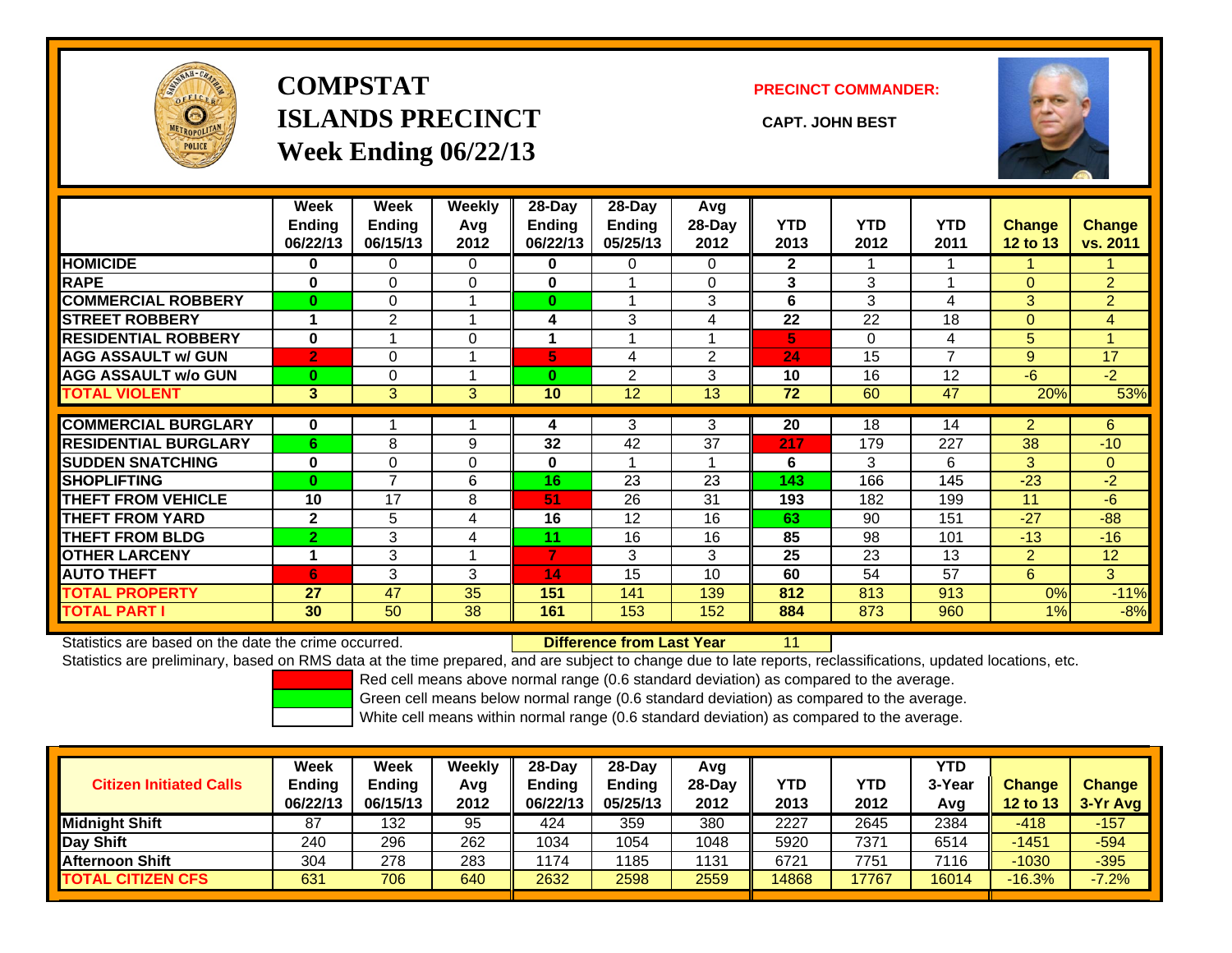# COMPSTAT
# ISLANDS PRECINCT
# Week Ending 06/22/13

**PRECINCT COMMANDER:**

**CAPT. JOHN BEST**

| | Week Ending 06/22/13 | Week Ending 06/15/13 | Weekly Avg 2012 | 28-Day Ending 06/22/13 | 28-Day Ending 05/25/13 | Avg 28-Day 2012 | YTD 2013 | YTD 2012 | YTD 2011 | Change 12 to 13 | Change vs. 2011 |
|---|---|---|---|---|---|---|---|---|---|---|---|
| HOMICIDE | 0 | 0 | 0 | 0 | 0 | 0 | 2 | 1 | 1 | 1 | 1 |
| RAPE | 0 | 0 | 0 | 0 | 1 | 0 | 3 | 3 | 1 | 0 | 2 |
| COMMERCIAL ROBBERY | 0 | 0 | 1 | 0 | 1 | 3 | 6 | 3 | 4 | 3 | 2 |
| STREET ROBBERY | 1 | 2 | 1 | 4 | 3 | 4 | 22 | 22 | 18 | 0 | 4 |
| RESIDENTIAL ROBBERY | 0 | 1 | 0 | 1 | 1 | 1 | 5 | 0 | 4 | 5 | 1 |
| AGG ASSAULT w/ GUN | 2 | 0 | 1 | 5 | 4 | 2 | 24 | 15 | 7 | 9 | 17 |
| AGG ASSAULT w/o GUN | 0 | 0 | 1 | 0 | 2 | 3 | 10 | 16 | 12 | -6 | -2 |
| TOTAL VIOLENT | 3 | 3 | 3 | 10 | 12 | 13 | 72 | 60 | 47 | 20% | 53% |
| COMMERCIAL BURGLARY | 0 | 1 | 1 | 4 | 3 | 3 | 20 | 18 | 14 | 2 | 6 |
| RESIDENTIAL BURGLARY | 6 | 8 | 9 | 32 | 42 | 37 | 217 | 179 | 227 | 38 | -10 |
| SUDDEN SNATCHING | 0 | 0 | 0 | 0 | 1 | 1 | 6 | 3 | 6 | 3 | 0 |
| SHOPLIFTING | 0 | 7 | 6 | 16 | 23 | 23 | 143 | 166 | 145 | -23 | -2 |
| THEFT FROM VEHICLE | 10 | 17 | 8 | 51 | 26 | 31 | 193 | 182 | 199 | 11 | -6 |
| THEFT FROM YARD | 2 | 5 | 4 | 16 | 12 | 16 | 63 | 90 | 151 | -27 | -88 |
| THEFT FROM BLDG | 2 | 3 | 4 | 11 | 16 | 16 | 85 | 98 | 101 | -13 | -16 |
| OTHER LARCENY | 1 | 3 | 1 | 7 | 3 | 3 | 25 | 23 | 13 | 2 | 12 |
| AUTO THEFT | 6 | 3 | 3 | 14 | 15 | 10 | 60 | 54 | 57 | 6 | 3 |
| TOTAL PROPERTY | 27 | 47 | 35 | 151 | 141 | 139 | 812 | 813 | 913 | 0% | -11% |
| TOTAL PART I | 30 | 50 | 38 | 161 | 153 | 152 | 884 | 873 | 960 | 1% | -8% |

Statistics are based on the date the crime occurred. **Difference from Last Year** 11

Statistics are preliminary, based on RMS data at the time prepared, and are subject to change due to late reports, reclassifications, updated locations, etc.

Red cell means above normal range (0.6 standard deviation) as compared to the average.
Green cell means below normal range (0.6 standard deviation) as compared to the average.
White cell means within normal range (0.6 standard deviation) as compared to the average.

| Citizen Initiated Calls | Week Ending 06/22/13 | Week Ending 06/15/13 | Weekly Avg 2012 | 28-Day Ending 06/22/13 | 28-Day Ending 05/25/13 | Avg 28-Day 2012 | YTD 2013 | YTD 2012 | YTD 3-Year Avg | Change 12 to 13 | Change 3-Yr Avg |
|---|---|---|---|---|---|---|---|---|---|---|---|
| Midnight Shift | 87 | 132 | 95 | 424 | 359 | 380 | 2227 | 2645 | 2384 | -418 | -157 |
| Day Shift | 240 | 296 | 262 | 1034 | 1054 | 1048 | 5920 | 7371 | 6514 | -1451 | -594 |
| Afternoon Shift | 304 | 278 | 283 | 1174 | 1185 | 1131 | 6721 | 7751 | 7116 | -1030 | -395 |
| TOTAL CITIZEN CFS | 631 | 706 | 640 | 2632 | 2598 | 2559 | 14868 | 17767 | 16014 | -16.3% | -7.2% |